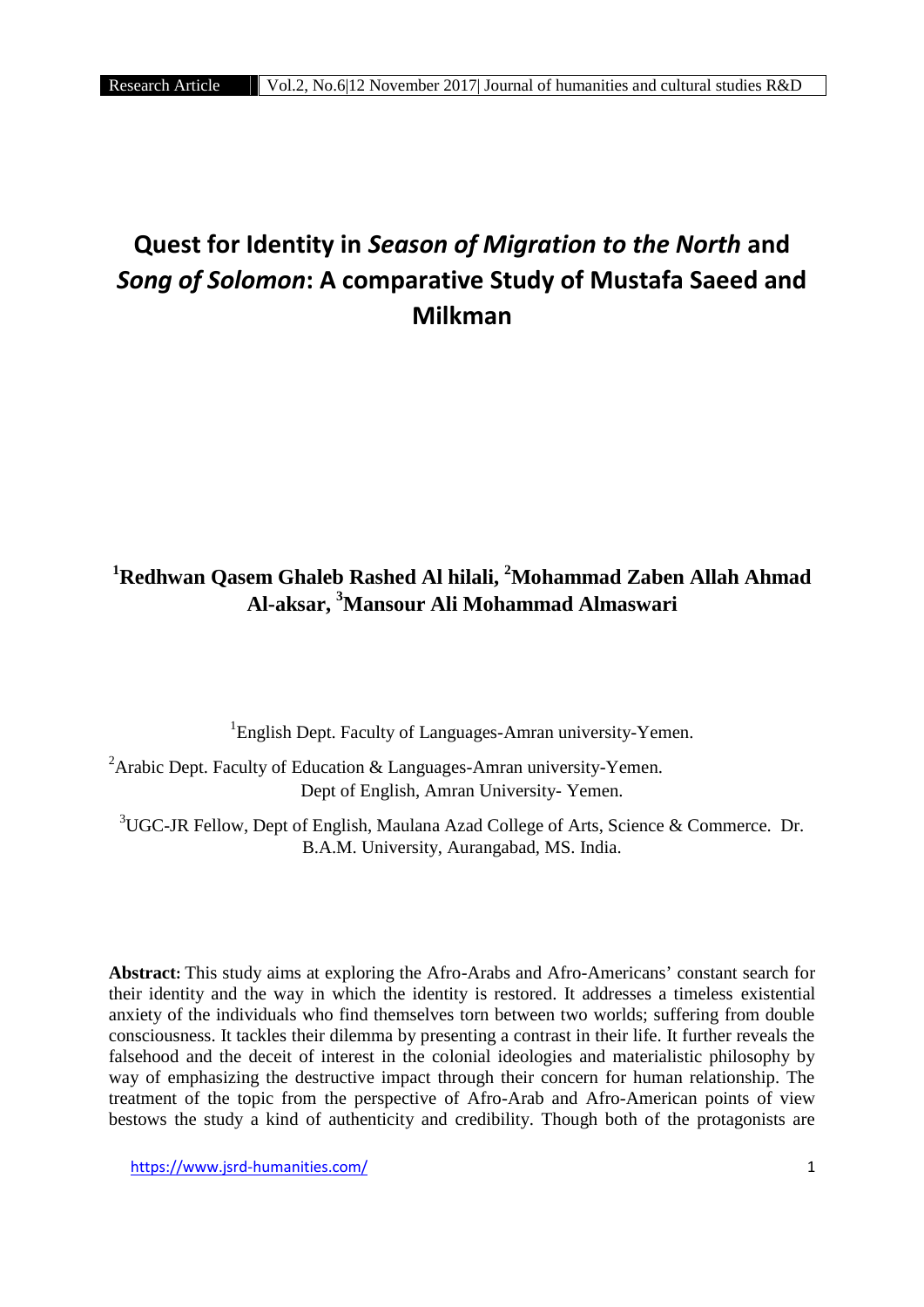# Quest for Identity in *Season of Migration to the North* and *Song of Solomon*: A comparative Study of Mustafa Saeed and Milkman

**[1]Redhwan Qasem Ghaleb Rashed Al hilali, [2]Mohammad Zaben Allah Ahmad Al-aksar, [3]Mansour Ali Mohammad Almaswari**

[1]English Dept. Faculty of Languages-Amran university-Yemen.

[2]Arabic Dept. Faculty of Education & Languages-Amran university-Yemen.
Dept of English, Amran University- Yemen.

[3]UGC-JR Fellow, Dept of English, Maulana Azad College of Arts, Science & Commerce. Dr. B.A.M. University, Aurangabad, MS. India.

**Abstract:** This study aims at exploring the Afro-Arabs and Afro-Americans' constant search for their identity and the way in which the identity is restored. It addresses a timeless existential anxiety of the individuals who find themselves torn between two worlds; suffering from double consciousness. It tackles their dilemma by presenting a contrast in their life. It further reveals the falsehood and the deceit of interest in the colonial ideologies and materialistic philosophy by way of emphasizing the destructive impact through their concern for human relationship. The treatment of the topic from the perspective of Afro-Arab and Afro-American points of view bestows the study a kind of authenticity and credibility. Though both of the protagonists are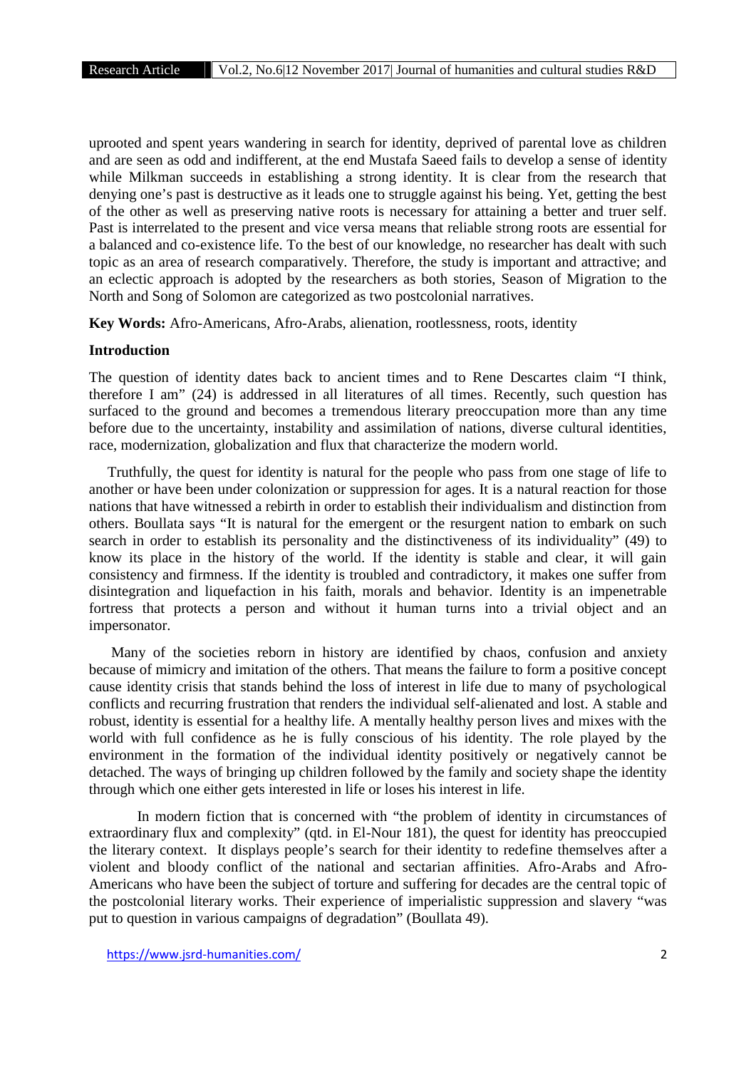uprooted and spent years wandering in search for identity, deprived of parental love as children and are seen as odd and indifferent, at the end Mustafa Saeed fails to develop a sense of identity while Milkman succeeds in establishing a strong identity. It is clear from the research that denying one's past is destructive as it leads one to struggle against his being. Yet, getting the best of the other as well as preserving native roots is necessary for attaining a better and truer self. Past is interrelated to the present and vice versa means that reliable strong roots are essential for a balanced and co-existence life. To the best of our knowledge, no researcher has dealt with such topic as an area of research comparatively. Therefore, the study is important and attractive; and an eclectic approach is adopted by the researchers as both stories, Season of Migration to the North and Song of Solomon are categorized as two postcolonial narratives.

**Key Words:** Afro-Americans, Afro-Arabs, alienation, rootlessness, roots, identity

## Introduction

The question of identity dates back to ancient times and to Rene Descartes claim "I think, therefore I am" (24) is addressed in all literatures of all times. Recently, such question has surfaced to the ground and becomes a tremendous literary preoccupation more than any time before due to the uncertainty, instability and assimilation of nations, diverse cultural identities, race, modernization, globalization and flux that characterize the modern world.

Truthfully, the quest for identity is natural for the people who pass from one stage of life to another or have been under colonization or suppression for ages. It is a natural reaction for those nations that have witnessed a rebirth in order to establish their individualism and distinction from others. Boullata says "It is natural for the emergent or the resurgent nation to embark on such search in order to establish its personality and the distinctiveness of its individuality" (49) to know its place in the history of the world. If the identity is stable and clear, it will gain consistency and firmness. If the identity is troubled and contradictory, it makes one suffer from disintegration and liquefaction in his faith, morals and behavior. Identity is an impenetrable fortress that protects a person and without it human turns into a trivial object and an impersonator.

Many of the societies reborn in history are identified by chaos, confusion and anxiety because of mimicry and imitation of the others. That means the failure to form a positive concept cause identity crisis that stands behind the loss of interest in life due to many of psychological conflicts and recurring frustration that renders the individual self-alienated and lost. A stable and robust, identity is essential for a healthy life. A mentally healthy person lives and mixes with the world with full confidence as he is fully conscious of his identity. The role played by the environment in the formation of the individual identity positively or negatively cannot be detached. The ways of bringing up children followed by the family and society shape the identity through which one either gets interested in life or loses his interest in life.

In modern fiction that is concerned with "the problem of identity in circumstances of extraordinary flux and complexity" (qtd. in El-Nour 181), the quest for identity has preoccupied the literary context. It displays people's search for their identity to redefine themselves after a violent and bloody conflict of the national and sectarian affinities. Afro-Arabs and Afro-Americans who have been the subject of torture and suffering for decades are the central topic of the postcolonial literary works. Their experience of imperialistic suppression and slavery "was put to question in various campaigns of degradation" (Boullata 49).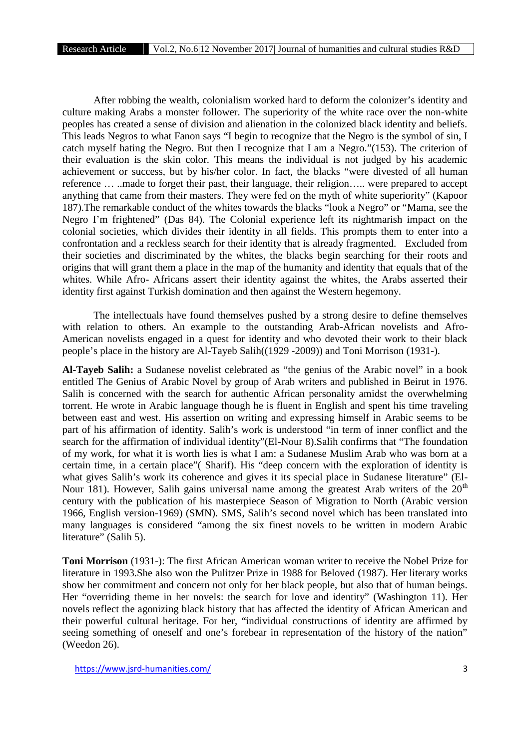After robbing the wealth, colonialism worked hard to deform the colonizer's identity and culture making Arabs a monster follower. The superiority of the white race over the non-white peoples has created a sense of division and alienation in the colonized black identity and beliefs. This leads Negros to what Fanon says "I begin to recognize that the Negro is the symbol of sin, I catch myself hating the Negro. But then I recognize that I am a Negro."(153). The criterion of their evaluation is the skin color. This means the individual is not judged by his academic achievement or success, but by his/her color. In fact, the blacks "were divested of all human reference … ..made to forget their past, their language, their religion….. were prepared to accept anything that came from their masters. They were fed on the myth of white superiority" (Kapoor 187).The remarkable conduct of the whites towards the blacks "look a Negro" or "Mama, see the Negro I'm frightened" (Das 84). The Colonial experience left its nightmarish impact on the colonial societies, which divides their identity in all fields. This prompts them to enter into a confrontation and a reckless search for their identity that is already fragmented. Excluded from their societies and discriminated by the whites, the blacks begin searching for their roots and origins that will grant them a place in the map of the humanity and identity that equals that of the whites. While Afro- Africans assert their identity against the whites, the Arabs asserted their identity first against Turkish domination and then against the Western hegemony.

The intellectuals have found themselves pushed by a strong desire to define themselves with relation to others. An example to the outstanding Arab-African novelists and Afro-American novelists engaged in a quest for identity and who devoted their work to their black people's place in the history are Al-Tayeb Salih((1929 -2009)) and Toni Morrison (1931-).

**Al-Tayeb Salih:** a Sudanese novelist celebrated as "the genius of the Arabic novel" in a book entitled The Genius of Arabic Novel by group of Arab writers and published in Beirut in 1976. Salih is concerned with the search for authentic African personality amidst the overwhelming torrent. He wrote in Arabic language though he is fluent in English and spent his time traveling between east and west. His assertion on writing and expressing himself in Arabic seems to be part of his affirmation of identity. Salih's work is understood "in term of inner conflict and the search for the affirmation of individual identity"(El-Nour 8).Salih confirms that "The foundation of my work, for what it is worth lies is what I am: a Sudanese Muslim Arab who was born at a certain time, in a certain place"( Sharif). His "deep concern with the exploration of identity is what gives Salih's work its coherence and gives it its special place in Sudanese literature" (El-Nour 181). However, Salih gains universal name among the greatest Arab writers of the 20th century with the publication of his masterpiece Season of Migration to North (Arabic version 1966, English version-1969) (SMN). SMS, Salih's second novel which has been translated into many languages is considered "among the six finest novels to be written in modern Arabic literature" (Salih 5).

**Toni Morrison** (1931-): The first African American woman writer to receive the Nobel Prize for literature in 1993.She also won the Pulitzer Prize in 1988 for Beloved (1987). Her literary works show her commitment and concern not only for her black people, but also that of human beings. Her "overriding theme in her novels: the search for love and identity" (Washington 11). Her novels reflect the agonizing black history that has affected the identity of African American and their powerful cultural heritage. For her, "individual constructions of identity are affirmed by seeing something of oneself and one's forebear in representation of the history of the nation" (Weedon 26).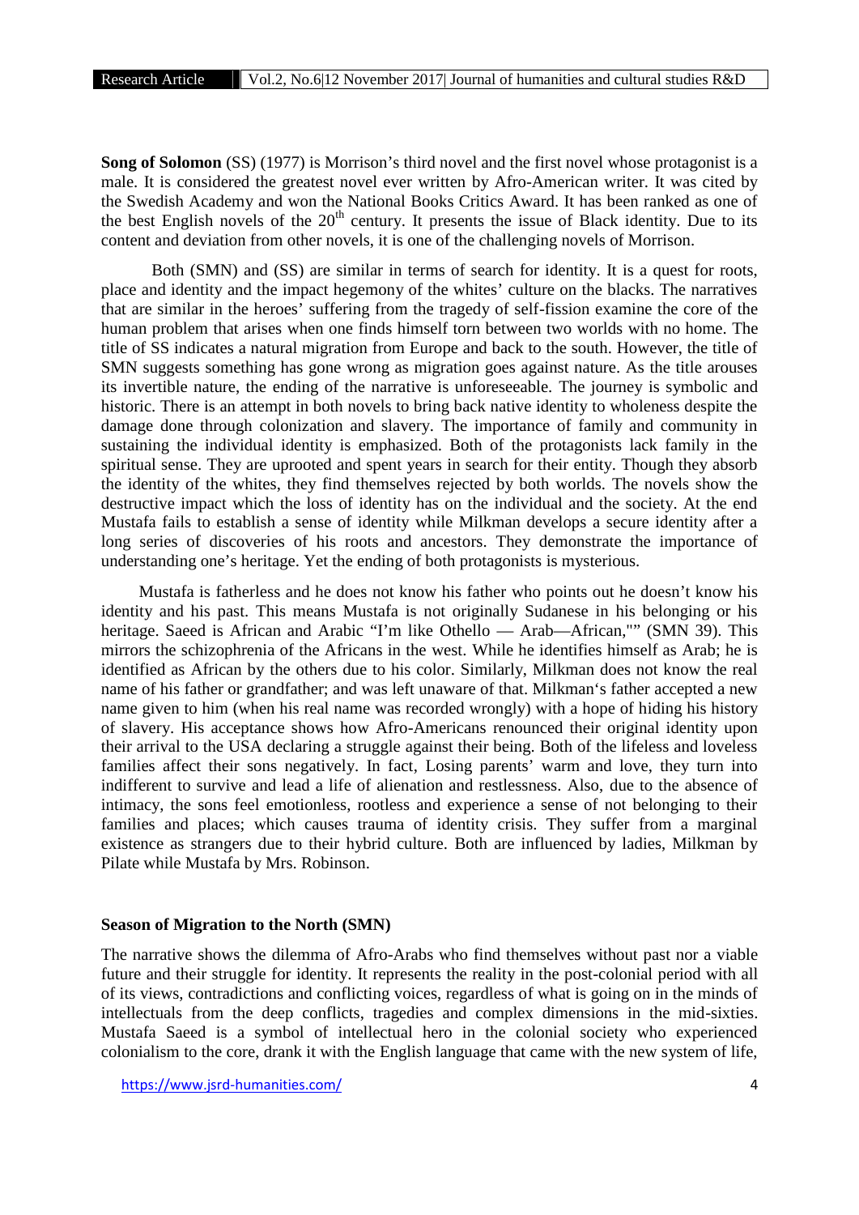**Song of Solomon** (SS) (1977) is Morrison's third novel and the first novel whose protagonist is a male. It is considered the greatest novel ever written by Afro-American writer. It was cited by the Swedish Academy and won the National Books Critics Award. It has been ranked as one of the best English novels of the 20th century. It presents the issue of Black identity. Due to its content and deviation from other novels, it is one of the challenging novels of Morrison.

Both (SMN) and (SS) are similar in terms of search for identity. It is a quest for roots, place and identity and the impact hegemony of the whites' culture on the blacks. The narratives that are similar in the heroes' suffering from the tragedy of self-fission examine the core of the human problem that arises when one finds himself torn between two worlds with no home. The title of SS indicates a natural migration from Europe and back to the south. However, the title of SMN suggests something has gone wrong as migration goes against nature. As the title arouses its invertible nature, the ending of the narrative is unforeseeable. The journey is symbolic and historic. There is an attempt in both novels to bring back native identity to wholeness despite the damage done through colonization and slavery. The importance of family and community in sustaining the individual identity is emphasized. Both of the protagonists lack family in the spiritual sense. They are uprooted and spent years in search for their entity. Though they absorb the identity of the whites, they find themselves rejected by both worlds. The novels show the destructive impact which the loss of identity has on the individual and the society. At the end Mustafa fails to establish a sense of identity while Milkman develops a secure identity after a long series of discoveries of his roots and ancestors. They demonstrate the importance of understanding one's heritage. Yet the ending of both protagonists is mysterious.

Mustafa is fatherless and he does not know his father who points out he doesn't know his identity and his past. This means Mustafa is not originally Sudanese in his belonging or his heritage. Saeed is African and Arabic "I'm like Othello — Arab—African,"" (SMN 39). This mirrors the schizophrenia of the Africans in the west. While he identifies himself as Arab; he is identified as African by the others due to his color. Similarly, Milkman does not know the real name of his father or grandfather; and was left unaware of that. Milkman's father accepted a new name given to him (when his real name was recorded wrongly) with a hope of hiding his history of slavery. His acceptance shows how Afro-Americans renounced their original identity upon their arrival to the USA declaring a struggle against their being. Both of the lifeless and loveless families affect their sons negatively. In fact, Losing parents' warm and love, they turn into indifferent to survive and lead a life of alienation and restlessness. Also, due to the absence of intimacy, the sons feel emotionless, rootless and experience a sense of not belonging to their families and places; which causes trauma of identity crisis. They suffer from a marginal existence as strangers due to their hybrid culture. Both are influenced by ladies, Milkman by Pilate while Mustafa by Mrs. Robinson.

## Season of Migration to the North (SMN)

The narrative shows the dilemma of Afro-Arabs who find themselves without past nor a viable future and their struggle for identity. It represents the reality in the post-colonial period with all of its views, contradictions and conflicting voices, regardless of what is going on in the minds of intellectuals from the deep conflicts, tragedies and complex dimensions in the mid-sixties. Mustafa Saeed is a symbol of intellectual hero in the colonial society who experienced colonialism to the core, drank it with the English language that came with the new system of life,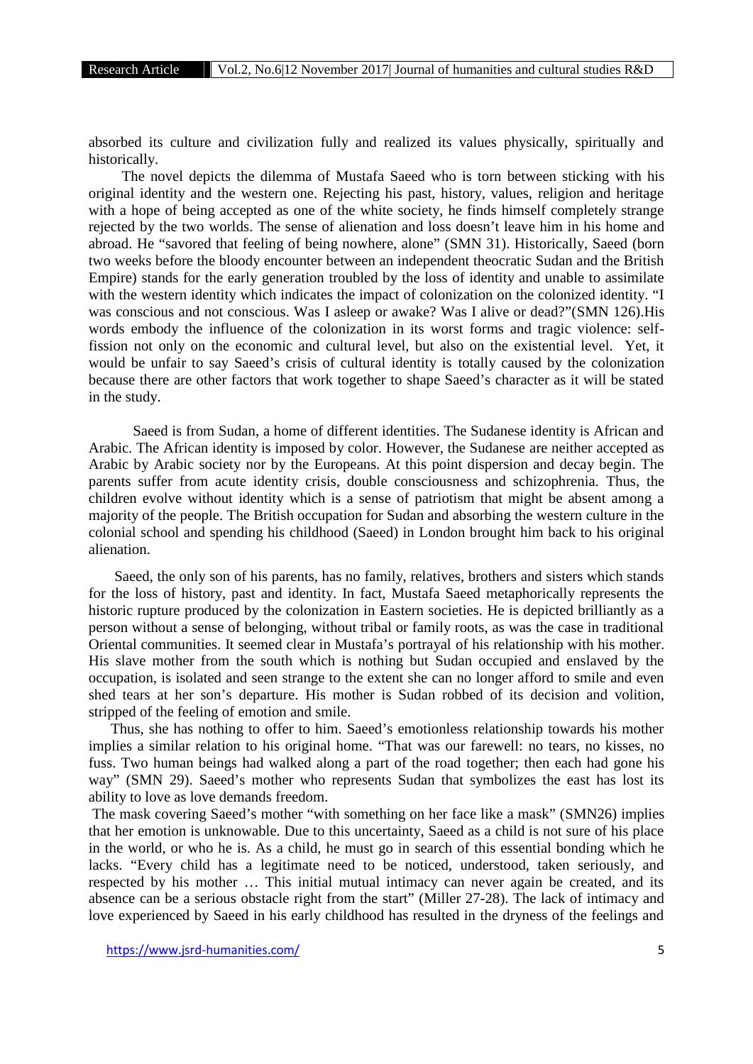absorbed its culture and civilization fully and realized its values physically, spiritually and historically.

The novel depicts the dilemma of Mustafa Saeed who is torn between sticking with his original identity and the western one. Rejecting his past, history, values, religion and heritage with a hope of being accepted as one of the white society, he finds himself completely strange rejected by the two worlds. The sense of alienation and loss doesn't leave him in his home and abroad. He "savored that feeling of being nowhere, alone" (SMN 31). Historically, Saeed (born two weeks before the bloody encounter between an independent theocratic Sudan and the British Empire) stands for the early generation troubled by the loss of identity and unable to assimilate with the western identity which indicates the impact of colonization on the colonized identity. "I was conscious and not conscious. Was I asleep or awake? Was I alive or dead?"(SMN 126).His words embody the influence of the colonization in its worst forms and tragic violence: self-fission not only on the economic and cultural level, but also on the existential level. Yet, it would be unfair to say Saeed's crisis of cultural identity is totally caused by the colonization because there are other factors that work together to shape Saeed's character as it will be stated in the study.

Saeed is from Sudan, a home of different identities. The Sudanese identity is African and Arabic. The African identity is imposed by color. However, the Sudanese are neither accepted as Arabic by Arabic society nor by the Europeans. At this point dispersion and decay begin. The parents suffer from acute identity crisis, double consciousness and schizophrenia. Thus, the children evolve without identity which is a sense of patriotism that might be absent among a majority of the people. The British occupation for Sudan and absorbing the western culture in the colonial school and spending his childhood (Saeed) in London brought him back to his original alienation.

Saeed, the only son of his parents, has no family, relatives, brothers and sisters which stands for the loss of history, past and identity. In fact, Mustafa Saeed metaphorically represents the historic rupture produced by the colonization in Eastern societies. He is depicted brilliantly as a person without a sense of belonging, without tribal or family roots, as was the case in traditional Oriental communities. It seemed clear in Mustafa's portrayal of his relationship with his mother. His slave mother from the south which is nothing but Sudan occupied and enslaved by the occupation, is isolated and seen strange to the extent she can no longer afford to smile and even shed tears at her son's departure. His mother is Sudan robbed of its decision and volition, stripped of the feeling of emotion and smile.

Thus, she has nothing to offer to him. Saeed's emotionless relationship towards his mother implies a similar relation to his original home. "That was our farewell: no tears, no kisses, no fuss. Two human beings had walked along a part of the road together; then each had gone his way" (SMN 29). Saeed's mother who represents Sudan that symbolizes the east has lost its ability to love as love demands freedom.

The mask covering Saeed's mother "with something on her face like a mask" (SMN26) implies that her emotion is unknowable. Due to this uncertainty, Saeed as a child is not sure of his place in the world, or who he is. As a child, he must go in search of this essential bonding which he lacks. "Every child has a legitimate need to be noticed, understood, taken seriously, and respected by his mother … This initial mutual intimacy can never again be created, and its absence can be a serious obstacle right from the start" (Miller 27-28). The lack of intimacy and love experienced by Saeed in his early childhood has resulted in the dryness of the feelings and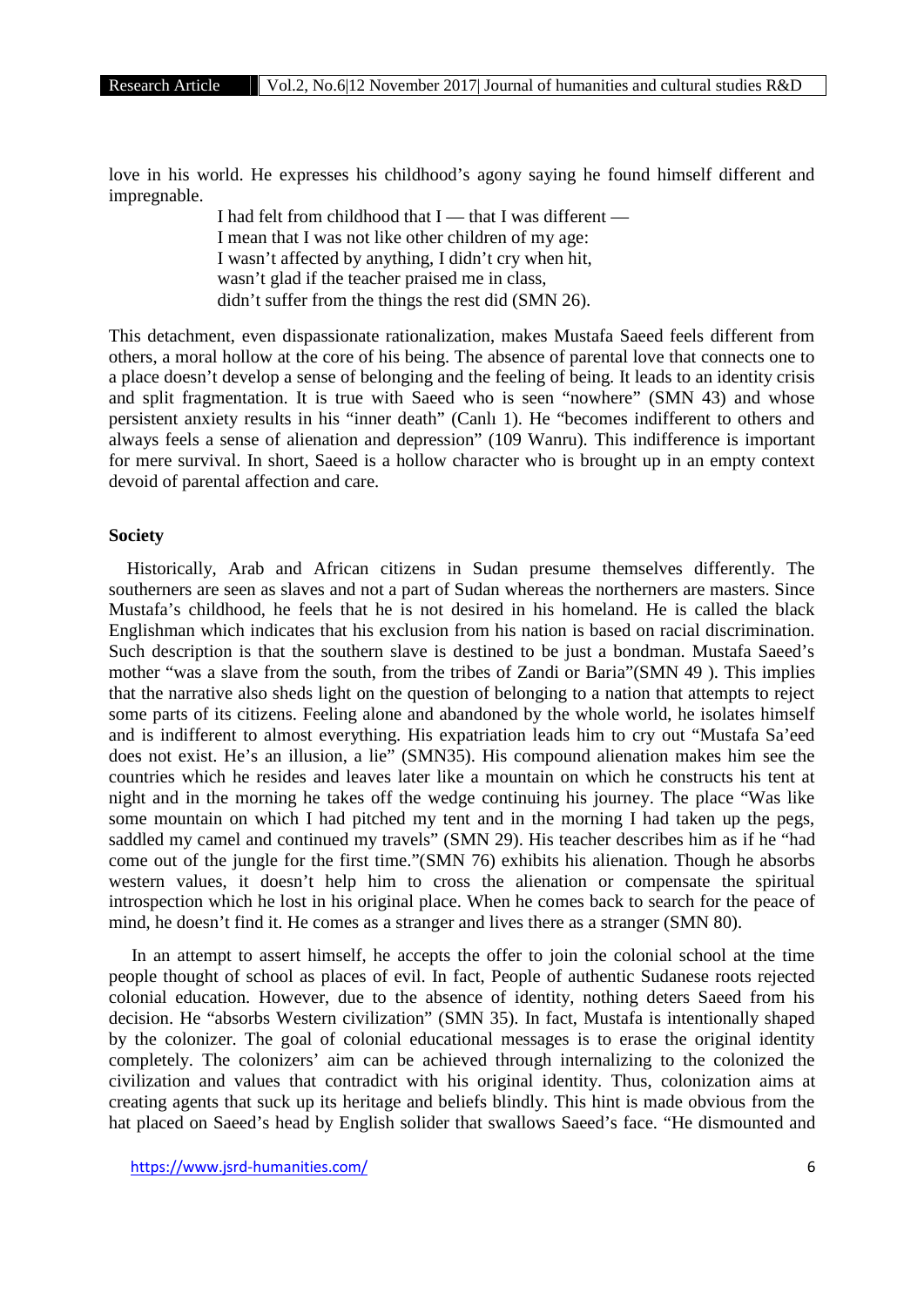love in his world. He expresses his childhood's agony saying he found himself different and impregnable.

> I had felt from childhood that I — that I was different —
> I mean that I was not like other children of my age:
> I wasn't affected by anything, I didn't cry when hit,
> wasn't glad if the teacher praised me in class,
> didn't suffer from the things the rest did (SMN 26).

This detachment, even dispassionate rationalization, makes Mustafa Saeed feels different from others, a moral hollow at the core of his being. The absence of parental love that connects one to a place doesn't develop a sense of belonging and the feeling of being. It leads to an identity crisis and split fragmentation. It is true with Saeed who is seen "nowhere" (SMN 43) and whose persistent anxiety results in his "inner death" (Canlı 1). He "becomes indifferent to others and always feels a sense of alienation and depression" (109 Wanru). This indifference is important for mere survival. In short, Saeed is a hollow character who is brought up in an empty context devoid of parental affection and care.

### Society

Historically, Arab and African citizens in Sudan presume themselves differently. The southerners are seen as slaves and not a part of Sudan whereas the northerners are masters. Since Mustafa's childhood, he feels that he is not desired in his homeland. He is called the black Englishman which indicates that his exclusion from his nation is based on racial discrimination. Such description is that the southern slave is destined to be just a bondman. Mustafa Saeed's mother "was a slave from the south, from the tribes of Zandi or Baria"(SMN 49 ). This implies that the narrative also sheds light on the question of belonging to a nation that attempts to reject some parts of its citizens. Feeling alone and abandoned by the whole world, he isolates himself and is indifferent to almost everything. His expatriation leads him to cry out "Mustafa Sa'eed does not exist. He's an illusion, a lie" (SMN35). His compound alienation makes him see the countries which he resides and leaves later like a mountain on which he constructs his tent at night and in the morning he takes off the wedge continuing his journey. The place "Was like some mountain on which I had pitched my tent and in the morning I had taken up the pegs, saddled my camel and continued my travels" (SMN 29). His teacher describes him as if he "had come out of the jungle for the first time."(SMN 76) exhibits his alienation. Though he absorbs western values, it doesn't help him to cross the alienation or compensate the spiritual introspection which he lost in his original place. When he comes back to search for the peace of mind, he doesn't find it. He comes as a stranger and lives there as a stranger (SMN 80).

In an attempt to assert himself, he accepts the offer to join the colonial school at the time people thought of school as places of evil. In fact, People of authentic Sudanese roots rejected colonial education. However, due to the absence of identity, nothing deters Saeed from his decision. He "absorbs Western civilization" (SMN 35). In fact, Mustafa is intentionally shaped by the colonizer. The goal of colonial educational messages is to erase the original identity completely. The colonizers' aim can be achieved through internalizing to the colonized the civilization and values that contradict with his original identity. Thus, colonization aims at creating agents that suck up its heritage and beliefs blindly. This hint is made obvious from the hat placed on Saeed's head by English solider that swallows Saeed's face. "He dismounted and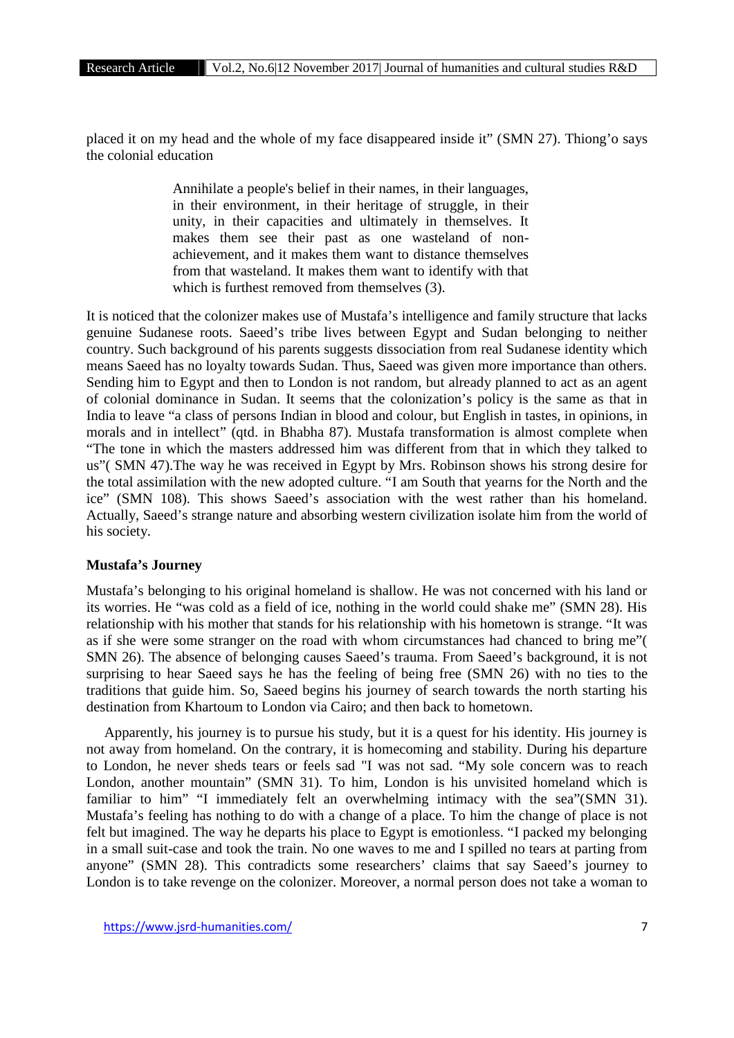placed it on my head and the whole of my face disappeared inside it" (SMN 27). Thiong'o says the colonial education

> Annihilate a people's belief in their names, in their languages, in their environment, in their heritage of struggle, in their unity, in their capacities and ultimately in themselves. It makes them see their past as one wasteland of non-achievement, and it makes them want to distance themselves from that wasteland. It makes them want to identify with that which is furthest removed from themselves (3).

It is noticed that the colonizer makes use of Mustafa's intelligence and family structure that lacks genuine Sudanese roots. Saeed's tribe lives between Egypt and Sudan belonging to neither country. Such background of his parents suggests dissociation from real Sudanese identity which means Saeed has no loyalty towards Sudan. Thus, Saeed was given more importance than others. Sending him to Egypt and then to London is not random, but already planned to act as an agent of colonial dominance in Sudan. It seems that the colonization's policy is the same as that in India to leave "a class of persons Indian in blood and colour, but English in tastes, in opinions, in morals and in intellect" (qtd. in Bhabha 87). Mustafa transformation is almost complete when "The tone in which the masters addressed him was different from that in which they talked to us"( SMN 47).The way he was received in Egypt by Mrs. Robinson shows his strong desire for the total assimilation with the new adopted culture. "I am South that yearns for the North and the ice" (SMN 108). This shows Saeed's association with the west rather than his homeland. Actually, Saeed's strange nature and absorbing western civilization isolate him from the world of his society.

**Mustafa's Journey**

Mustafa's belonging to his original homeland is shallow. He was not concerned with his land or its worries. He "was cold as a field of ice, nothing in the world could shake me" (SMN 28). His relationship with his mother that stands for his relationship with his hometown is strange. "It was as if she were some stranger on the road with whom circumstances had chanced to bring me"( SMN 26). The absence of belonging causes Saeed's trauma. From Saeed's background, it is not surprising to hear Saeed says he has the feeling of being free (SMN 26) with no ties to the traditions that guide him. So, Saeed begins his journey of search towards the north starting his destination from Khartoum to London via Cairo; and then back to hometown.

Apparently, his journey is to pursue his study, but it is a quest for his identity. His journey is not away from homeland. On the contrary, it is homecoming and stability. During his departure to London, he never sheds tears or feels sad "I was not sad. "My sole concern was to reach London, another mountain" (SMN 31). To him, London is his unvisited homeland which is familiar to him" "I immediately felt an overwhelming intimacy with the sea"(SMN 31). Mustafa's feeling has nothing to do with a change of a place. To him the change of place is not felt but imagined. The way he departs his place to Egypt is emotionless. "I packed my belonging in a small suit-case and took the train. No one waves to me and I spilled no tears at parting from anyone" (SMN 28). This contradicts some researchers' claims that say Saeed's journey to London is to take revenge on the colonizer. Moreover, a normal person does not take a woman to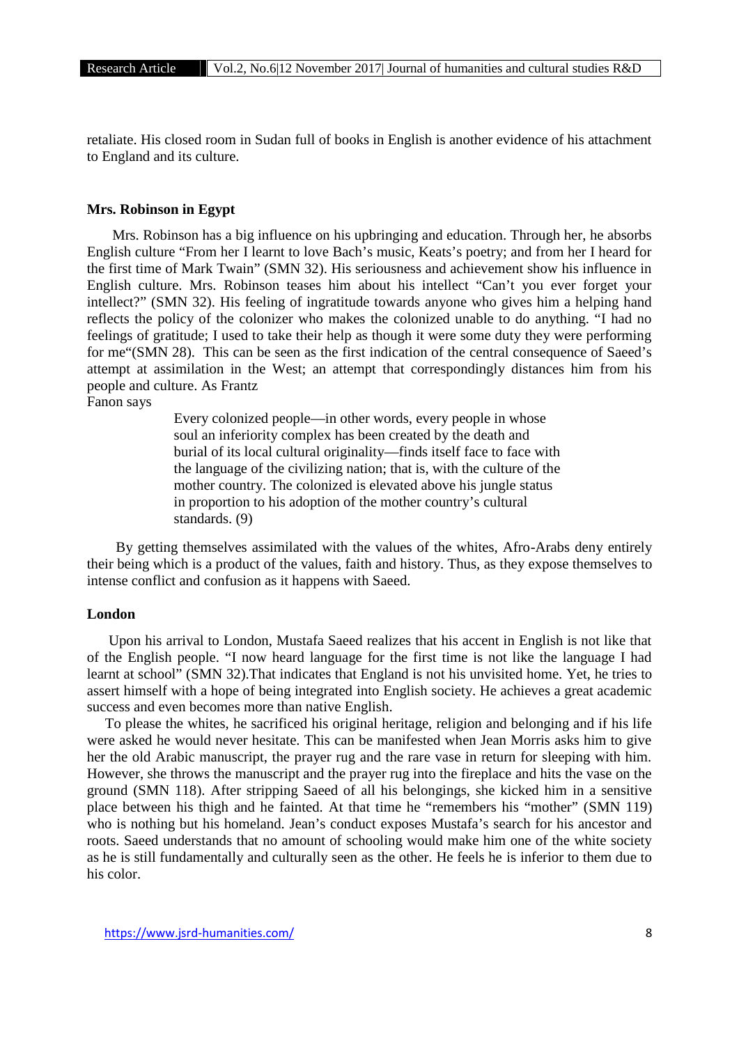retaliate. His closed room in Sudan full of books in English is another evidence of his attachment to England and its culture.

**Mrs. Robinson in Egypt**

Mrs. Robinson has a big influence on his upbringing and education. Through her, he absorbs English culture "From her I learnt to love Bach's music, Keats's poetry; and from her I heard for the first time of Mark Twain" (SMN 32). His seriousness and achievement show his influence in English culture. Mrs. Robinson teases him about his intellect "Can't you ever forget your intellect?" (SMN 32). His feeling of ingratitude towards anyone who gives him a helping hand reflects the policy of the colonizer who makes the colonized unable to do anything. "I had no feelings of gratitude; I used to take their help as though it were some duty they were performing for me"(SMN 28). This can be seen as the first indication of the central consequence of Saeed's attempt at assimilation in the West; an attempt that correspondingly distances him from his people and culture. As Frantz Fanon says

> Every colonized people—in other words, every people in whose soul an inferiority complex has been created by the death and burial of its local cultural originality—finds itself face to face with the language of the civilizing nation; that is, with the culture of the mother country. The colonized is elevated above his jungle status in proportion to his adoption of the mother country's cultural standards. (9)

By getting themselves assimilated with the values of the whites, Afro-Arabs deny entirely their being which is a product of the values, faith and history. Thus, as they expose themselves to intense conflict and confusion as it happens with Saeed.

**London**

Upon his arrival to London, Mustafa Saeed realizes that his accent in English is not like that of the English people. "I now heard language for the first time is not like the language I had learnt at school" (SMN 32).That indicates that England is not his unvisited home. Yet, he tries to assert himself with a hope of being integrated into English society. He achieves a great academic success and even becomes more than native English.

To please the whites, he sacrificed his original heritage, religion and belonging and if his life were asked he would never hesitate. This can be manifested when Jean Morris asks him to give her the old Arabic manuscript, the prayer rug and the rare vase in return for sleeping with him. However, she throws the manuscript and the prayer rug into the fireplace and hits the vase on the ground (SMN 118). After stripping Saeed of all his belongings, she kicked him in a sensitive place between his thigh and he fainted. At that time he "remembers his "mother" (SMN 119) who is nothing but his homeland. Jean's conduct exposes Mustafa's search for his ancestor and roots. Saeed understands that no amount of schooling would make him one of the white society as he is still fundamentally and culturally seen as the other. He feels he is inferior to them due to his color.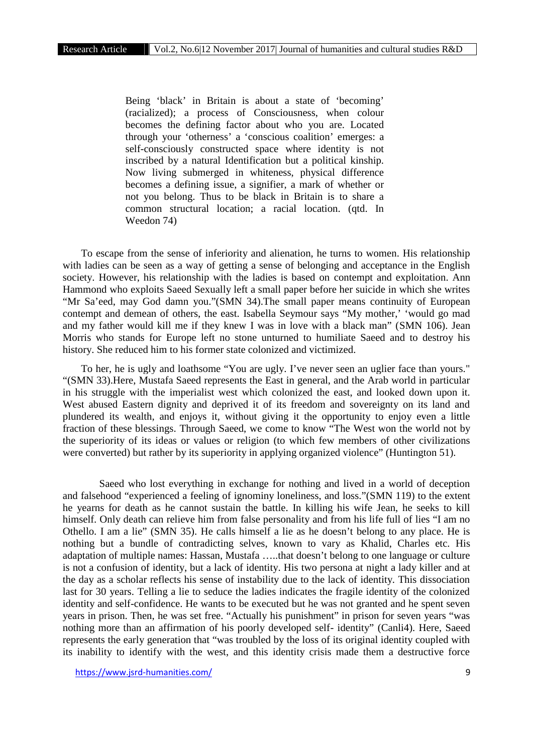> Being 'black' in Britain is about a state of 'becoming' (racialized); a process of Consciousness, when colour becomes the defining factor about who you are. Located through your 'otherness' a 'conscious coalition' emerges: a self-consciously constructed space where identity is not inscribed by a natural Identification but a political kinship. Now living submerged in whiteness, physical difference becomes a defining issue, a signifier, a mark of whether or not you belong. Thus to be black in Britain is to share a common structural location; a racial location. (qtd. In Weedon 74)

To escape from the sense of inferiority and alienation, he turns to women. His relationship with ladies can be seen as a way of getting a sense of belonging and acceptance in the English society. However, his relationship with the ladies is based on contempt and exploitation. Ann Hammond who exploits Saeed Sexually left a small paper before her suicide in which she writes "Mr Sa'eed, may God damn you."(SMN 34).The small paper means continuity of European contempt and demean of others, the east. Isabella Seymour says "My mother,' 'would go mad and my father would kill me if they knew I was in love with a black man" (SMN 106). Jean Morris who stands for Europe left no stone unturned to humiliate Saeed and to destroy his history. She reduced him to his former state colonized and victimized.

To her, he is ugly and loathsome "You are ugly. I've never seen an uglier face than yours." "(SMN 33).Here, Mustafa Saeed represents the East in general, and the Arab world in particular in his struggle with the imperialist west which colonized the east, and looked down upon it. West abused Eastern dignity and deprived it of its freedom and sovereignty on its land and plundered its wealth, and enjoys it, without giving it the opportunity to enjoy even a little fraction of these blessings. Through Saeed, we come to know "The West won the world not by the superiority of its ideas or values or religion (to which few members of other civilizations were converted) but rather by its superiority in applying organized violence" (Huntington 51).

Saeed who lost everything in exchange for nothing and lived in a world of deception and falsehood "experienced a feeling of ignominy loneliness, and loss."(SMN 119) to the extent he yearns for death as he cannot sustain the battle. In killing his wife Jean, he seeks to kill himself. Only death can relieve him from false personality and from his life full of lies "I am no Othello. I am a lie" (SMN 35). He calls himself a lie as he doesn't belong to any place. He is nothing but a bundle of contradicting selves, known to vary as Khalid, Charles etc. His adaptation of multiple names: Hassan, Mustafa …..that doesn't belong to one language or culture is not a confusion of identity, but a lack of identity. His two persona at night a lady killer and at the day as a scholar reflects his sense of instability due to the lack of identity. This dissociation last for 30 years. Telling a lie to seduce the ladies indicates the fragile identity of the colonized identity and self-confidence. He wants to be executed but he was not granted and he spent seven years in prison. Then, he was set free. "Actually his punishment" in prison for seven years "was nothing more than an affirmation of his poorly developed self- identity" (Canli4). Here, Saeed represents the early generation that "was troubled by the loss of its original identity coupled with its inability to identify with the west, and this identity crisis made them a destructive force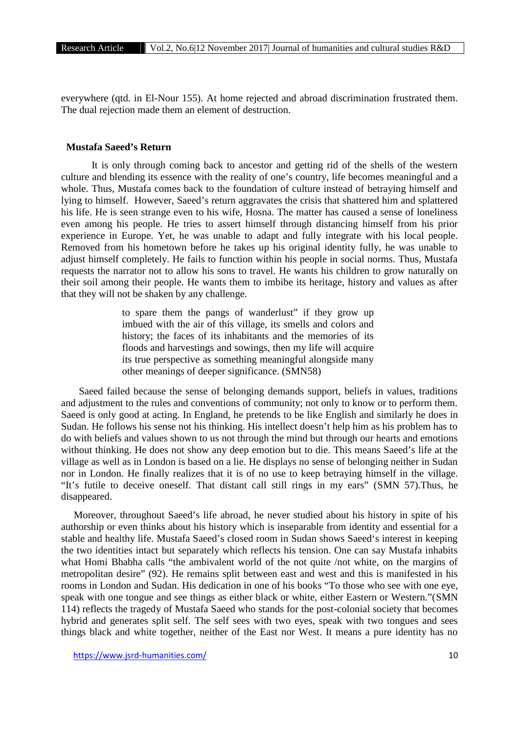everywhere (qtd. in El-Nour 155). At home rejected and abroad discrimination frustrated them. The dual rejection made them an element of destruction.

## Mustafa Saeed's Return

It is only through coming back to ancestor and getting rid of the shells of the western culture and blending its essence with the reality of one's country, life becomes meaningful and a whole. Thus, Mustafa comes back to the foundation of culture instead of betraying himself and lying to himself. However, Saeed's return aggravates the crisis that shattered him and splattered his life. He is seen strange even to his wife, Hosna. The matter has caused a sense of loneliness even among his people. He tries to assert himself through distancing himself from his prior experience in Europe. Yet, he was unable to adapt and fully integrate with his local people. Removed from his hometown before he takes up his original identity fully, he was unable to adjust himself completely. He fails to function within his people in social norms. Thus, Mustafa requests the narrator not to allow his sons to travel. He wants his children to grow naturally on their soil among their people. He wants them to imbibe its heritage, history and values as after that they will not be shaken by any challenge.

> to spare them the pangs of wanderlust" if they grow up imbued with the air of this village, its smells and colors and history; the faces of its inhabitants and the memories of its floods and harvestings and sowings, then my life will acquire its true perspective as something meaningful alongside many other meanings of deeper significance. (SMN58)

Saeed failed because the sense of belonging demands support, beliefs in values, traditions and adjustment to the rules and conventions of community; not only to know or to perform them. Saeed is only good at acting. In England, he pretends to be like English and similarly he does in Sudan. He follows his sense not his thinking. His intellect doesn't help him as his problem has to do with beliefs and values shown to us not through the mind but through our hearts and emotions without thinking. He does not show any deep emotion but to die. This means Saeed's life at the village as well as in London is based on a lie. He displays no sense of belonging neither in Sudan nor in London. He finally realizes that it is of no use to keep betraying himself in the village. "It's futile to deceive oneself. That distant call still rings in my ears" (SMN 57).Thus, he disappeared.

Moreover, throughout Saeed's life abroad, he never studied about his history in spite of his authorship or even thinks about his history which is inseparable from identity and essential for a stable and healthy life. Mustafa Saeed's closed room in Sudan shows Saeed's interest in keeping the two identities intact but separately which reflects his tension. One can say Mustafa inhabits what Homi Bhabha calls "the ambivalent world of the not quite /not white, on the margins of metropolitan desire" (92). He remains split between east and west and this is manifested in his rooms in London and Sudan. His dedication in one of his books "To those who see with one eye, speak with one tongue and see things as either black or white, either Eastern or Western."(SMN 114) reflects the tragedy of Mustafa Saeed who stands for the post-colonial society that becomes hybrid and generates split self. The self sees with two eyes, speak with two tongues and sees things black and white together, neither of the East nor West. It means a pure identity has no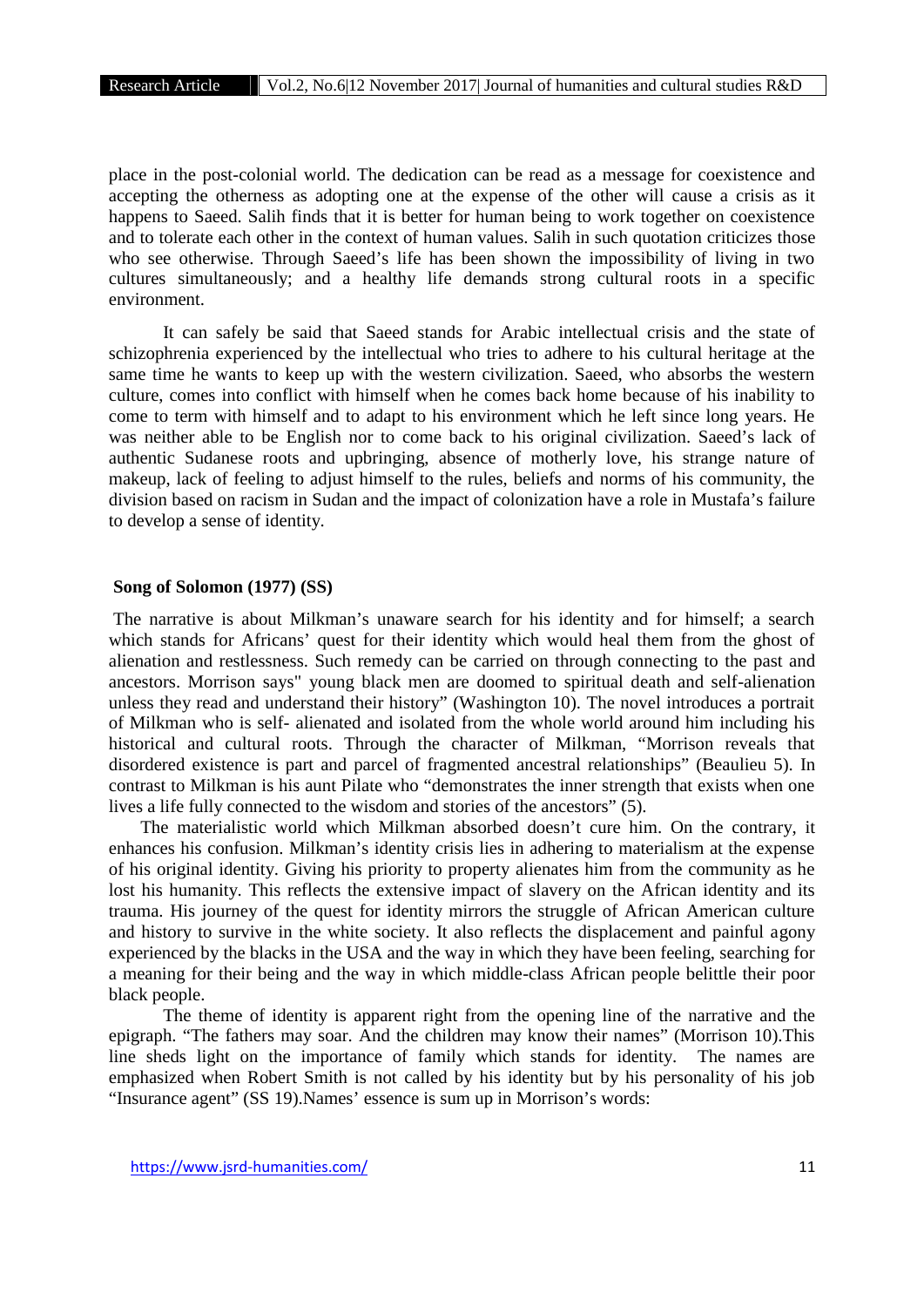place in the post-colonial world. The dedication can be read as a message for coexistence and accepting the otherness as adopting one at the expense of the other will cause a crisis as it happens to Saeed. Salih finds that it is better for human being to work together on coexistence and to tolerate each other in the context of human values. Salih in such quotation criticizes those who see otherwise. Through Saeed's life has been shown the impossibility of living in two cultures simultaneously; and a healthy life demands strong cultural roots in a specific environment.

It can safely be said that Saeed stands for Arabic intellectual crisis and the state of schizophrenia experienced by the intellectual who tries to adhere to his cultural heritage at the same time he wants to keep up with the western civilization. Saeed, who absorbs the western culture, comes into conflict with himself when he comes back home because of his inability to come to term with himself and to adapt to his environment which he left since long years. He was neither able to be English nor to come back to his original civilization. Saeed's lack of authentic Sudanese roots and upbringing, absence of motherly love, his strange nature of makeup, lack of feeling to adjust himself to the rules, beliefs and norms of his community, the division based on racism in Sudan and the impact of colonization have a role in Mustafa's failure to develop a sense of identity.

### Song of Solomon (1977) (SS)

The narrative is about Milkman's unaware search for his identity and for himself; a search which stands for Africans' quest for their identity which would heal them from the ghost of alienation and restlessness. Such remedy can be carried on through connecting to the past and ancestors. Morrison says" young black men are doomed to spiritual death and self-alienation unless they read and understand their history" (Washington 10). The novel introduces a portrait of Milkman who is self- alienated and isolated from the whole world around him including his historical and cultural roots. Through the character of Milkman, "Morrison reveals that disordered existence is part and parcel of fragmented ancestral relationships" (Beaulieu 5). In contrast to Milkman is his aunt Pilate who "demonstrates the inner strength that exists when one lives a life fully connected to the wisdom and stories of the ancestors" (5).

The materialistic world which Milkman absorbed doesn't cure him. On the contrary, it enhances his confusion. Milkman's identity crisis lies in adhering to materialism at the expense of his original identity. Giving his priority to property alienates him from the community as he lost his humanity. This reflects the extensive impact of slavery on the African identity and its trauma. His journey of the quest for identity mirrors the struggle of African American culture and history to survive in the white society. It also reflects the displacement and painful agony experienced by the blacks in the USA and the way in which they have been feeling, searching for a meaning for their being and the way in which middle-class African people belittle their poor black people.

The theme of identity is apparent right from the opening line of the narrative and the epigraph. "The fathers may soar. And the children may know their names" (Morrison 10).This line sheds light on the importance of family which stands for identity. The names are emphasized when Robert Smith is not called by his identity but by his personality of his job "Insurance agent" (SS 19).Names' essence is sum up in Morrison's words: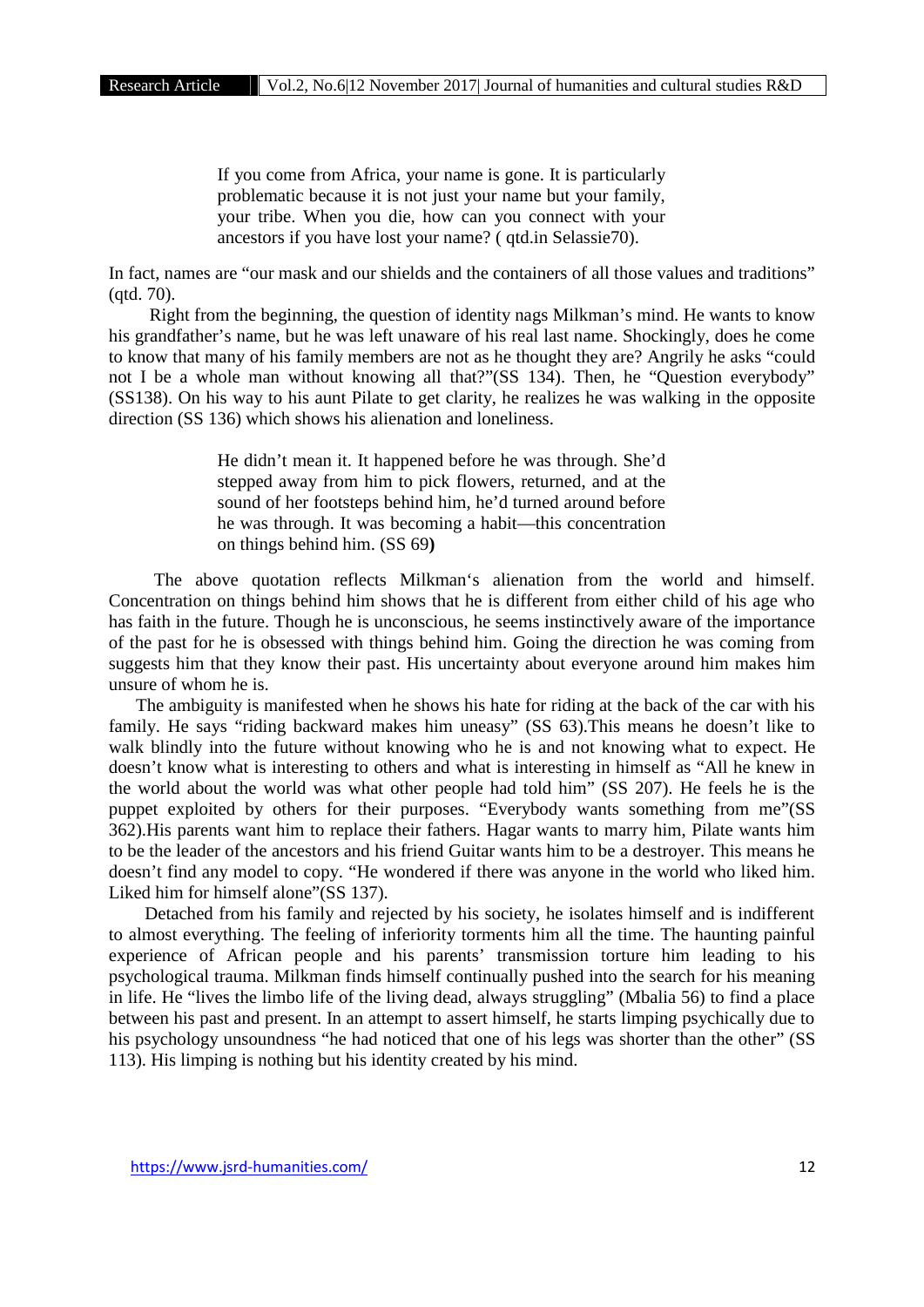> If you come from Africa, your name is gone. It is particularly problematic because it is not just your name but your family, your tribe. When you die, how can you connect with your ancestors if you have lost your name? ( qtd.in Selassie70).

In fact, names are "our mask and our shields and the containers of all those values and traditions" (qtd. 70).

Right from the beginning, the question of identity nags Milkman's mind. He wants to know his grandfather's name, but he was left unaware of his real last name. Shockingly, does he come to know that many of his family members are not as he thought they are? Angrily he asks "could not I be a whole man without knowing all that?"(SS 134). Then, he "Question everybody" (SS138). On his way to his aunt Pilate to get clarity, he realizes he was walking in the opposite direction (SS 136) which shows his alienation and loneliness.

> He didn't mean it. It happened before he was through. She'd stepped away from him to pick flowers, returned, and at the sound of her footsteps behind him, he'd turned around before he was through. It was becoming a habit—this concentration on things behind him. (SS 69**)**

The above quotation reflects Milkman's alienation from the world and himself. Concentration on things behind him shows that he is different from either child of his age who has faith in the future. Though he is unconscious, he seems instinctively aware of the importance of the past for he is obsessed with things behind him. Going the direction he was coming from suggests him that they know their past. His uncertainty about everyone around him makes him unsure of whom he is.

The ambiguity is manifested when he shows his hate for riding at the back of the car with his family. He says "riding backward makes him uneasy" (SS 63).This means he doesn't like to walk blindly into the future without knowing who he is and not knowing what to expect. He doesn't know what is interesting to others and what is interesting in himself as "All he knew in the world about the world was what other people had told him" (SS 207). He feels he is the puppet exploited by others for their purposes. "Everybody wants something from me"(SS 362).His parents want him to replace their fathers. Hagar wants to marry him, Pilate wants him to be the leader of the ancestors and his friend Guitar wants him to be a destroyer. This means he doesn't find any model to copy. "He wondered if there was anyone in the world who liked him. Liked him for himself alone"(SS 137).

Detached from his family and rejected by his society, he isolates himself and is indifferent to almost everything. The feeling of inferiority torments him all the time. The haunting painful experience of African people and his parents' transmission torture him leading to his psychological trauma. Milkman finds himself continually pushed into the search for his meaning in life. He "lives the limbo life of the living dead, always struggling" (Mbalia 56) to find a place between his past and present. In an attempt to assert himself, he starts limping psychically due to his psychology unsoundness "he had noticed that one of his legs was shorter than the other" (SS 113). His limping is nothing but his identity created by his mind.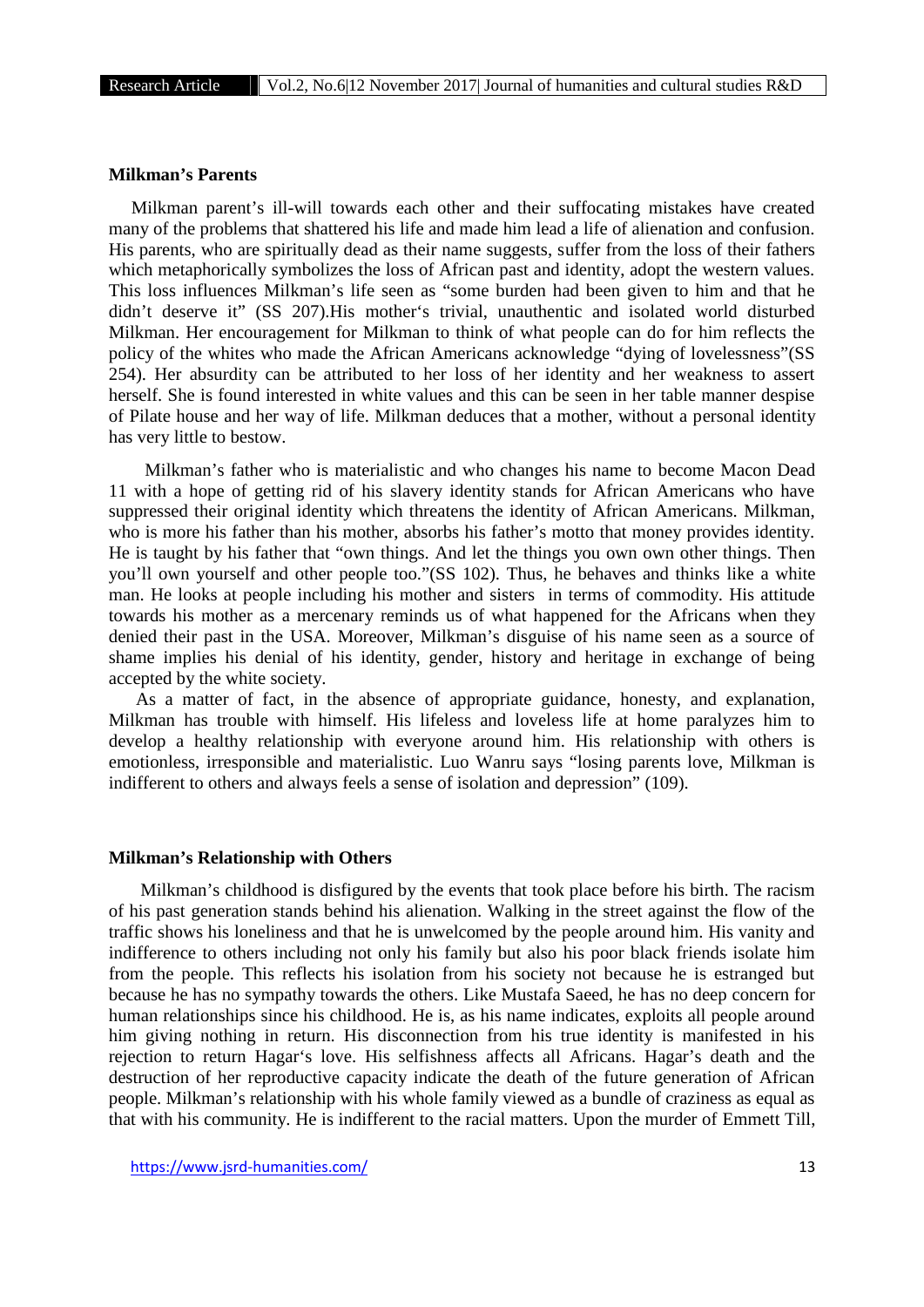### Milkman's Parents

Milkman parent's ill-will towards each other and their suffocating mistakes have created many of the problems that shattered his life and made him lead a life of alienation and confusion. His parents, who are spiritually dead as their name suggests, suffer from the loss of their fathers which metaphorically symbolizes the loss of African past and identity, adopt the western values. This loss influences Milkman's life seen as "some burden had been given to him and that he didn't deserve it" (SS 207).His mother's trivial, unauthentic and isolated world disturbed Milkman. Her encouragement for Milkman to think of what people can do for him reflects the policy of the whites who made the African Americans acknowledge "dying of lovelessness"(SS 254). Her absurdity can be attributed to her loss of her identity and her weakness to assert herself. She is found interested in white values and this can be seen in her table manner despise of Pilate house and her way of life. Milkman deduces that a mother, without a personal identity has very little to bestow.

Milkman's father who is materialistic and who changes his name to become Macon Dead 11 with a hope of getting rid of his slavery identity stands for African Americans who have suppressed their original identity which threatens the identity of African Americans. Milkman, who is more his father than his mother, absorbs his father's motto that money provides identity. He is taught by his father that "own things. And let the things you own own other things. Then you'll own yourself and other people too."(SS 102). Thus, he behaves and thinks like a white man. He looks at people including his mother and sisters in terms of commodity. His attitude towards his mother as a mercenary reminds us of what happened for the Africans when they denied their past in the USA. Moreover, Milkman's disguise of his name seen as a source of shame implies his denial of his identity, gender, history and heritage in exchange of being accepted by the white society.

As a matter of fact, in the absence of appropriate guidance, honesty, and explanation, Milkman has trouble with himself. His lifeless and loveless life at home paralyzes him to develop a healthy relationship with everyone around him. His relationship with others is emotionless, irresponsible and materialistic. Luo Wanru says "losing parents love, Milkman is indifferent to others and always feels a sense of isolation and depression" (109).

### Milkman's Relationship with Others

Milkman's childhood is disfigured by the events that took place before his birth. The racism of his past generation stands behind his alienation. Walking in the street against the flow of the traffic shows his loneliness and that he is unwelcomed by the people around him. His vanity and indifference to others including not only his family but also his poor black friends isolate him from the people. This reflects his isolation from his society not because he is estranged but because he has no sympathy towards the others. Like Mustafa Saeed, he has no deep concern for human relationships since his childhood. He is, as his name indicates, exploits all people around him giving nothing in return. His disconnection from his true identity is manifested in his rejection to return Hagar's love. His selfishness affects all Africans. Hagar's death and the destruction of her reproductive capacity indicate the death of the future generation of African people. Milkman's relationship with his whole family viewed as a bundle of craziness as equal as that with his community. He is indifferent to the racial matters. Upon the murder of Emmett Till,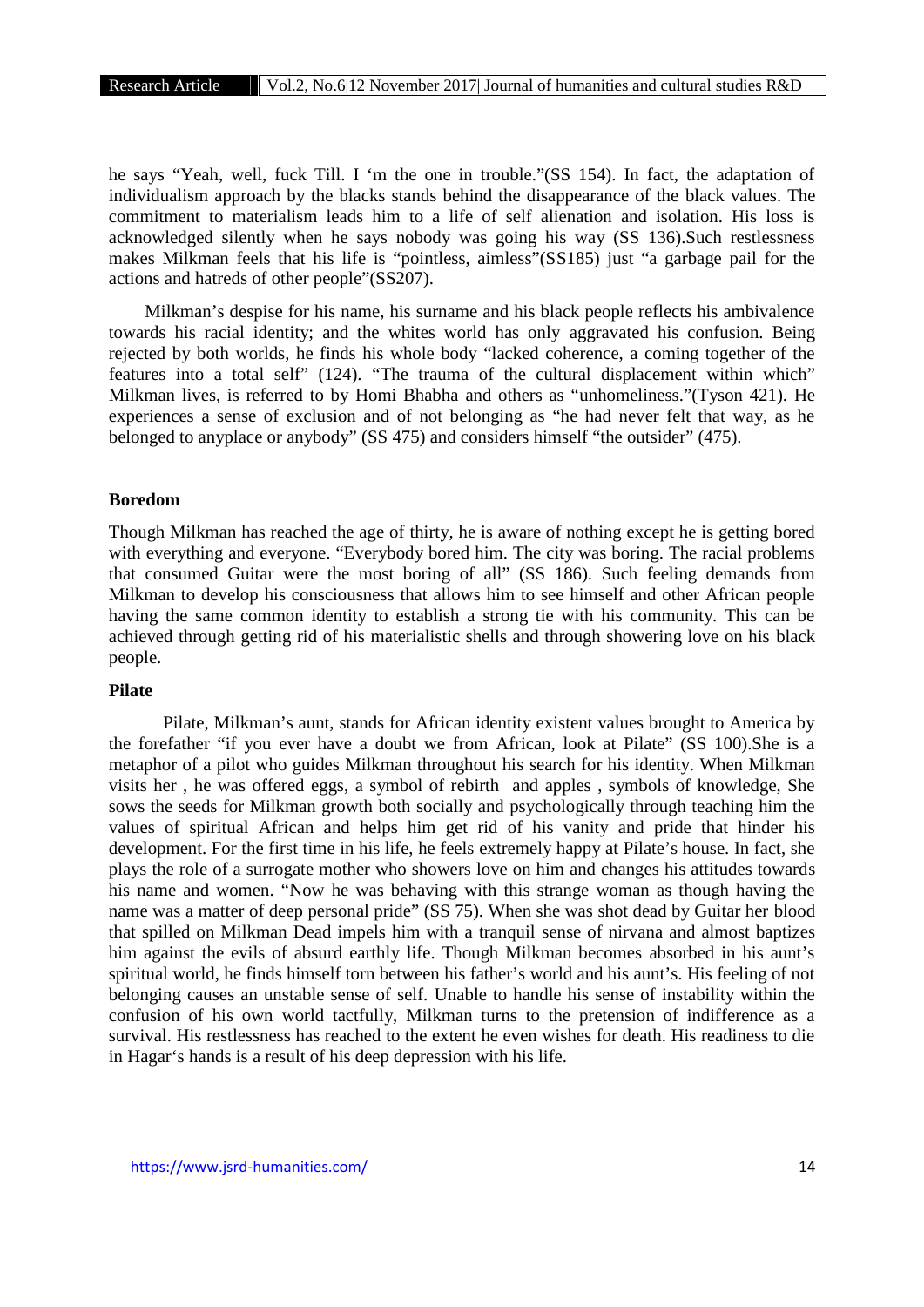he says "Yeah, well, fuck Till. I 'm the one in trouble."(SS 154). In fact, the adaptation of individualism approach by the blacks stands behind the disappearance of the black values. The commitment to materialism leads him to a life of self alienation and isolation. His loss is acknowledged silently when he says nobody was going his way (SS 136).Such restlessness makes Milkman feels that his life is "pointless, aimless"(SS185) just "a garbage pail for the actions and hatreds of other people"(SS207).

Milkman's despise for his name, his surname and his black people reflects his ambivalence towards his racial identity; and the whites world has only aggravated his confusion. Being rejected by both worlds, he finds his whole body "lacked coherence, a coming together of the features into a total self" (124). "The trauma of the cultural displacement within which" Milkman lives, is referred to by Homi Bhabha and others as "unhomeliness."(Tyson 421). He experiences a sense of exclusion and of not belonging as "he had never felt that way, as he belonged to anyplace or anybody" (SS 475) and considers himself "the outsider" (475).

### Boredom

Though Milkman has reached the age of thirty, he is aware of nothing except he is getting bored with everything and everyone. "Everybody bored him. The city was boring. The racial problems that consumed Guitar were the most boring of all" (SS 186). Such feeling demands from Milkman to develop his consciousness that allows him to see himself and other African people having the same common identity to establish a strong tie with his community. This can be achieved through getting rid of his materialistic shells and through showering love on his black people.

### Pilate

Pilate, Milkman's aunt, stands for African identity existent values brought to America by the forefather "if you ever have a doubt we from African, look at Pilate" (SS 100).She is a metaphor of a pilot who guides Milkman throughout his search for his identity. When Milkman visits her , he was offered eggs, a symbol of rebirth and apples , symbols of knowledge, She sows the seeds for Milkman growth both socially and psychologically through teaching him the values of spiritual African and helps him get rid of his vanity and pride that hinder his development. For the first time in his life, he feels extremely happy at Pilate's house. In fact, she plays the role of a surrogate mother who showers love on him and changes his attitudes towards his name and women. "Now he was behaving with this strange woman as though having the name was a matter of deep personal pride" (SS 75). When she was shot dead by Guitar her blood that spilled on Milkman Dead impels him with a tranquil sense of nirvana and almost baptizes him against the evils of absurd earthly life. Though Milkman becomes absorbed in his aunt's spiritual world, he finds himself torn between his father's world and his aunt's. His feeling of not belonging causes an unstable sense of self. Unable to handle his sense of instability within the confusion of his own world tactfully, Milkman turns to the pretension of indifference as a survival. His restlessness has reached to the extent he even wishes for death. His readiness to die in Hagar's hands is a result of his deep depression with his life.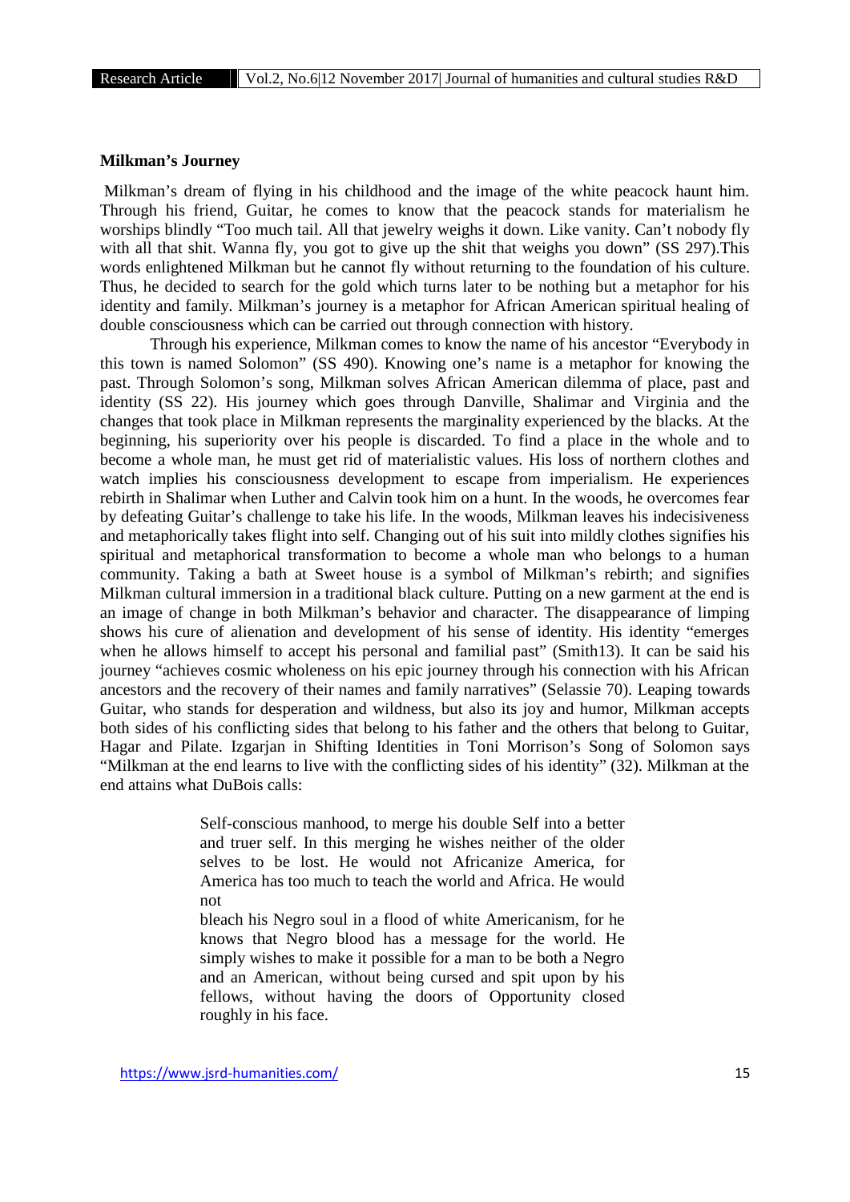**Milkman's Journey**

Milkman's dream of flying in his childhood and the image of the white peacock haunt him. Through his friend, Guitar, he comes to know that the peacock stands for materialism he worships blindly "Too much tail. All that jewelry weighs it down. Like vanity. Can't nobody fly with all that shit. Wanna fly, you got to give up the shit that weighs you down" (SS 297).This words enlightened Milkman but he cannot fly without returning to the foundation of his culture. Thus, he decided to search for the gold which turns later to be nothing but a metaphor for his identity and family. Milkman's journey is a metaphor for African American spiritual healing of double consciousness which can be carried out through connection with history.

Through his experience, Milkman comes to know the name of his ancestor "Everybody in this town is named Solomon" (SS 490). Knowing one's name is a metaphor for knowing the past. Through Solomon's song, Milkman solves African American dilemma of place, past and identity (SS 22). His journey which goes through Danville, Shalimar and Virginia and the changes that took place in Milkman represents the marginality experienced by the blacks. At the beginning, his superiority over his people is discarded. To find a place in the whole and to become a whole man, he must get rid of materialistic values. His loss of northern clothes and watch implies his consciousness development to escape from imperialism. He experiences rebirth in Shalimar when Luther and Calvin took him on a hunt. In the woods, he overcomes fear by defeating Guitar's challenge to take his life. In the woods, Milkman leaves his indecisiveness and metaphorically takes flight into self. Changing out of his suit into mildly clothes signifies his spiritual and metaphorical transformation to become a whole man who belongs to a human community. Taking a bath at Sweet house is a symbol of Milkman's rebirth; and signifies Milkman cultural immersion in a traditional black culture. Putting on a new garment at the end is an image of change in both Milkman's behavior and character. The disappearance of limping shows his cure of alienation and development of his sense of identity. His identity "emerges when he allows himself to accept his personal and familial past" (Smith13). It can be said his journey "achieves cosmic wholeness on his epic journey through his connection with his African ancestors and the recovery of their names and family narratives" (Selassie 70). Leaping towards Guitar, who stands for desperation and wildness, but also its joy and humor, Milkman accepts both sides of his conflicting sides that belong to his father and the others that belong to Guitar, Hagar and Pilate. Izgarjan in Shifting Identities in Toni Morrison's Song of Solomon says "Milkman at the end learns to live with the conflicting sides of his identity" (32). Milkman at the end attains what DuBois calls:

> Self-conscious manhood, to merge his double Self into a better and truer self. In this merging he wishes neither of the older selves to be lost. He would not Africanize America, for America has too much to teach the world and Africa. He would not
> bleach his Negro soul in a flood of white Americanism, for he knows that Negro blood has a message for the world. He simply wishes to make it possible for a man to be both a Negro and an American, without being cursed and spit upon by his fellows, without having the doors of Opportunity closed roughly in his face.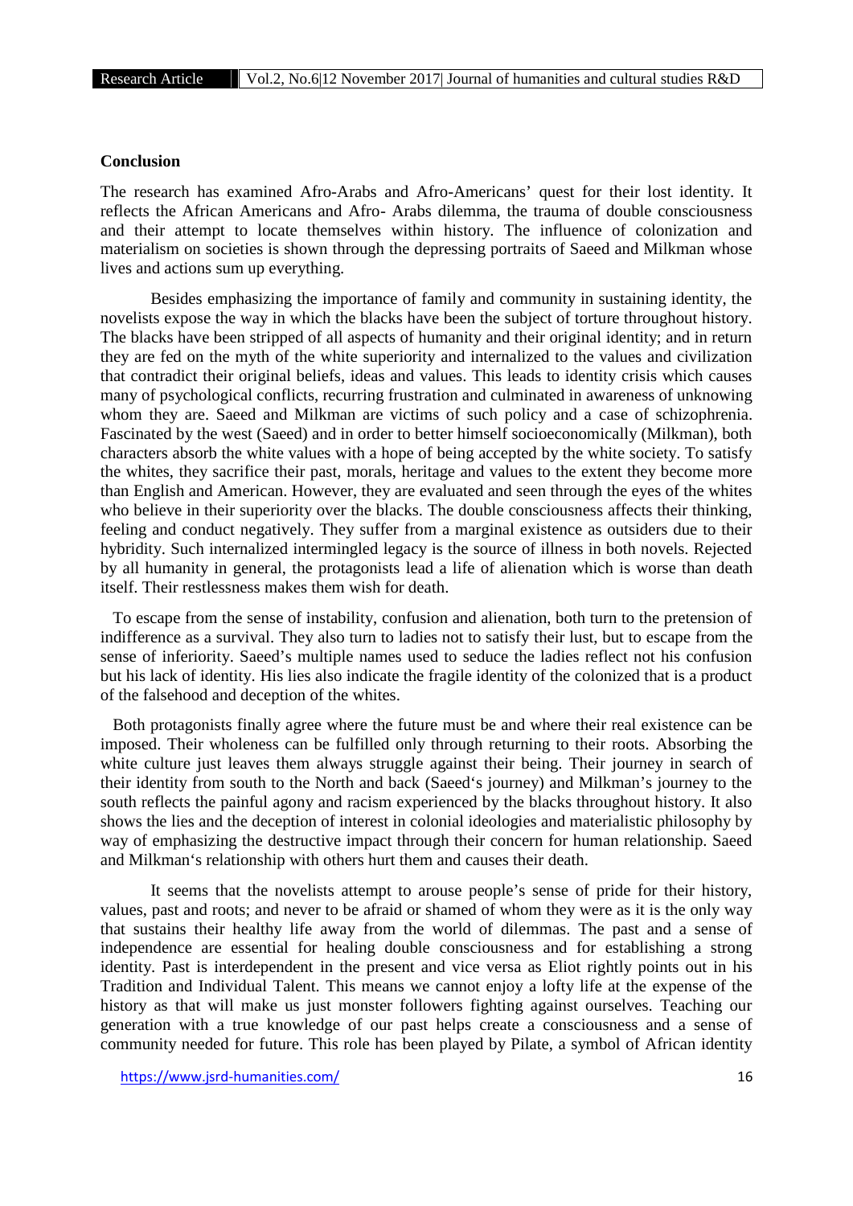**Conclusion**

The research has examined Afro-Arabs and Afro-Americans' quest for their lost identity. It reflects the African Americans and Afro- Arabs dilemma, the trauma of double consciousness and their attempt to locate themselves within history. The influence of colonization and materialism on societies is shown through the depressing portraits of Saeed and Milkman whose lives and actions sum up everything.

Besides emphasizing the importance of family and community in sustaining identity, the novelists expose the way in which the blacks have been the subject of torture throughout history. The blacks have been stripped of all aspects of humanity and their original identity; and in return they are fed on the myth of the white superiority and internalized to the values and civilization that contradict their original beliefs, ideas and values. This leads to identity crisis which causes many of psychological conflicts, recurring frustration and culminated in awareness of unknowing whom they are. Saeed and Milkman are victims of such policy and a case of schizophrenia. Fascinated by the west (Saeed) and in order to better himself socioeconomically (Milkman), both characters absorb the white values with a hope of being accepted by the white society. To satisfy the whites, they sacrifice their past, morals, heritage and values to the extent they become more than English and American. However, they are evaluated and seen through the eyes of the whites who believe in their superiority over the blacks. The double consciousness affects their thinking, feeling and conduct negatively. They suffer from a marginal existence as outsiders due to their hybridity. Such internalized intermingled legacy is the source of illness in both novels. Rejected by all humanity in general, the protagonists lead a life of alienation which is worse than death itself. Their restlessness makes them wish for death.

To escape from the sense of instability, confusion and alienation, both turn to the pretension of indifference as a survival. They also turn to ladies not to satisfy their lust, but to escape from the sense of inferiority. Saeed's multiple names used to seduce the ladies reflect not his confusion but his lack of identity. His lies also indicate the fragile identity of the colonized that is a product of the falsehood and deception of the whites.

Both protagonists finally agree where the future must be and where their real existence can be imposed. Their wholeness can be fulfilled only through returning to their roots. Absorbing the white culture just leaves them always struggle against their being. Their journey in search of their identity from south to the North and back (Saeed's journey) and Milkman's journey to the south reflects the painful agony and racism experienced by the blacks throughout history. It also shows the lies and the deception of interest in colonial ideologies and materialistic philosophy by way of emphasizing the destructive impact through their concern for human relationship. Saeed and Milkman's relationship with others hurt them and causes their death.

It seems that the novelists attempt to arouse people's sense of pride for their history, values, past and roots; and never to be afraid or shamed of whom they were as it is the only way that sustains their healthy life away from the world of dilemmas. The past and a sense of independence are essential for healing double consciousness and for establishing a strong identity. Past is interdependent in the present and vice versa as Eliot rightly points out in his Tradition and Individual Talent. This means we cannot enjoy a lofty life at the expense of the history as that will make us just monster followers fighting against ourselves. Teaching our generation with a true knowledge of our past helps create a consciousness and a sense of community needed for future. This role has been played by Pilate, a symbol of African identity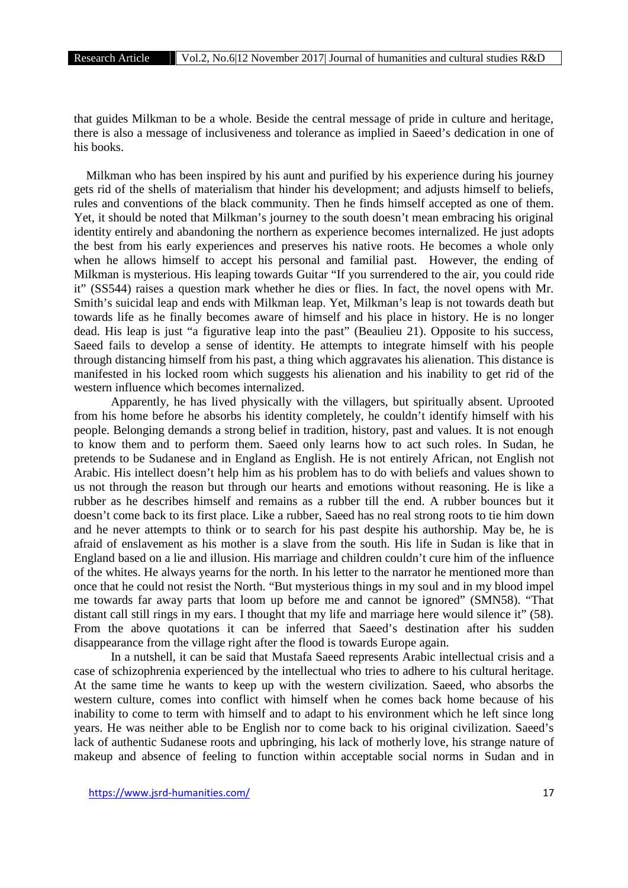that guides Milkman to be a whole. Beside the central message of pride in culture and heritage, there is also a message of inclusiveness and tolerance as implied in Saeed's dedication in one of his books.

Milkman who has been inspired by his aunt and purified by his experience during his journey gets rid of the shells of materialism that hinder his development; and adjusts himself to beliefs, rules and conventions of the black community. Then he finds himself accepted as one of them. Yet, it should be noted that Milkman's journey to the south doesn't mean embracing his original identity entirely and abandoning the northern as experience becomes internalized. He just adopts the best from his early experiences and preserves his native roots. He becomes a whole only when he allows himself to accept his personal and familial past. However, the ending of Milkman is mysterious. His leaping towards Guitar "If you surrendered to the air, you could ride it" (SS544) raises a question mark whether he dies or flies. In fact, the novel opens with Mr. Smith's suicidal leap and ends with Milkman leap. Yet, Milkman's leap is not towards death but towards life as he finally becomes aware of himself and his place in history. He is no longer dead. His leap is just "a figurative leap into the past" (Beaulieu 21). Opposite to his success, Saeed fails to develop a sense of identity. He attempts to integrate himself with his people through distancing himself from his past, a thing which aggravates his alienation. This distance is manifested in his locked room which suggests his alienation and his inability to get rid of the western influence which becomes internalized.

Apparently, he has lived physically with the villagers, but spiritually absent. Uprooted from his home before he absorbs his identity completely, he couldn't identify himself with his people. Belonging demands a strong belief in tradition, history, past and values. It is not enough to know them and to perform them. Saeed only learns how to act such roles. In Sudan, he pretends to be Sudanese and in England as English. He is not entirely African, not English not Arabic. His intellect doesn't help him as his problem has to do with beliefs and values shown to us not through the reason but through our hearts and emotions without reasoning. He is like a rubber as he describes himself and remains as a rubber till the end. A rubber bounces but it doesn't come back to its first place. Like a rubber, Saeed has no real strong roots to tie him down and he never attempts to think or to search for his past despite his authorship. May be, he is afraid of enslavement as his mother is a slave from the south. His life in Sudan is like that in England based on a lie and illusion. His marriage and children couldn't cure him of the influence of the whites. He always yearns for the north. In his letter to the narrator he mentioned more than once that he could not resist the North. "But mysterious things in my soul and in my blood impel me towards far away parts that loom up before me and cannot be ignored" (SMN58). "That distant call still rings in my ears. I thought that my life and marriage here would silence it" (58). From the above quotations it can be inferred that Saeed's destination after his sudden disappearance from the village right after the flood is towards Europe again.

In a nutshell, it can be said that Mustafa Saeed represents Arabic intellectual crisis and a case of schizophrenia experienced by the intellectual who tries to adhere to his cultural heritage. At the same time he wants to keep up with the western civilization. Saeed, who absorbs the western culture, comes into conflict with himself when he comes back home because of his inability to come to term with himself and to adapt to his environment which he left since long years. He was neither able to be English nor to come back to his original civilization. Saeed's lack of authentic Sudanese roots and upbringing, his lack of motherly love, his strange nature of makeup and absence of feeling to function within acceptable social norms in Sudan and in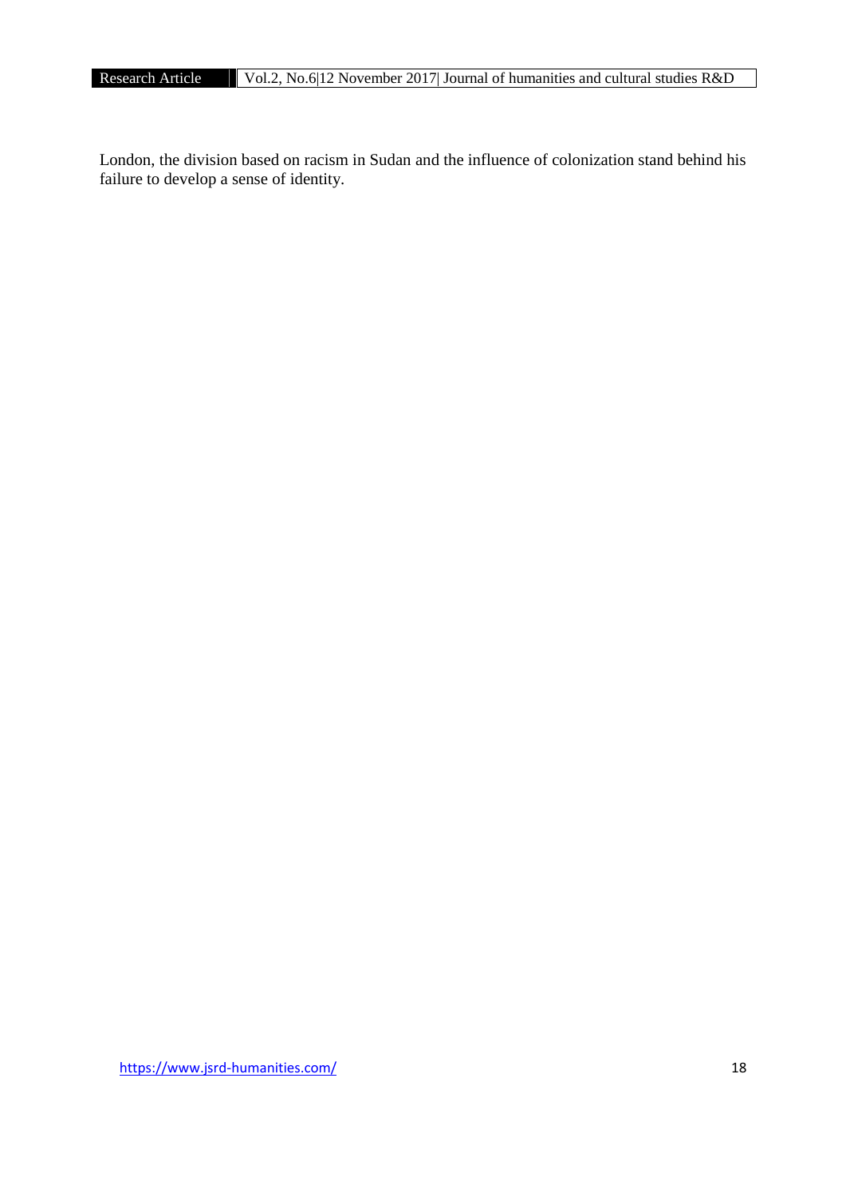London, the division based on racism in Sudan and the influence of colonization stand behind his failure to develop a sense of identity.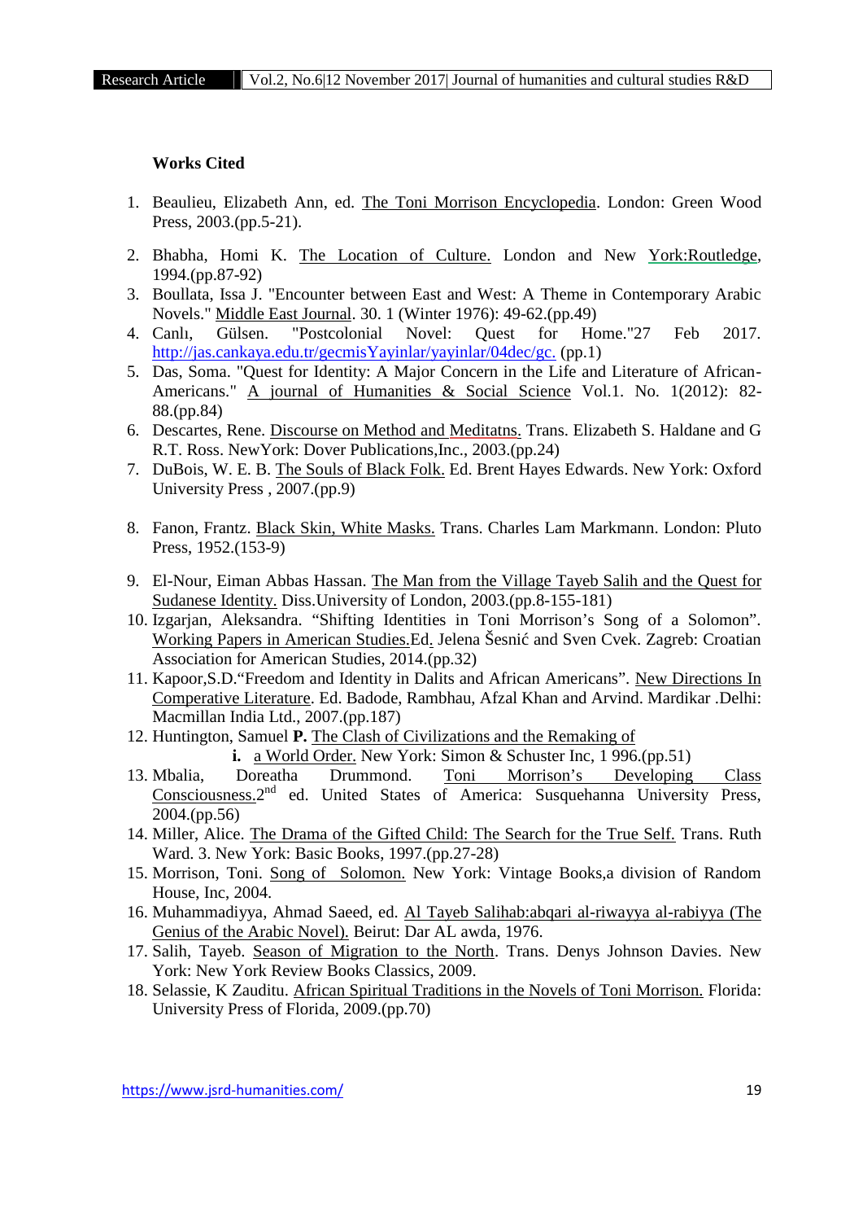**Works Cited**

1. Beaulieu, Elizabeth Ann, ed. The Toni Morrison Encyclopedia. London: Green Wood Press, 2003.(pp.5-21).
2. Bhabha, Homi K. The Location of Culture. London and New York:Routledge, 1994.(pp.87-92)
3. Boullata, Issa J. "Encounter between East and West: A Theme in Contemporary Arabic Novels." Middle East Journal. 30. 1 (Winter 1976): 49-62.(pp.49)
4. Canlı, Gülsen. "Postcolonial Novel: Quest for Home."27 Feb 2017. http://jas.cankaya.edu.tr/gecmisYayinlar/yayinlar/04dec/gc. (pp.1)
5. Das, Soma. "Quest for Identity: A Major Concern in the Life and Literature of African-Americans." A journal of Humanities & Social Science Vol.1. No. 1(2012): 82-88.(pp.84)
6. Descartes, Rene. Discourse on Method and Meditatns. Trans. Elizabeth S. Haldane and G R.T. Ross. NewYork: Dover Publications,Inc., 2003.(pp.24)
7. DuBois, W. E. B. The Souls of Black Folk. Ed. Brent Hayes Edwards. New York: Oxford University Press , 2007.(pp.9)
8. Fanon, Frantz. Black Skin, White Masks. Trans. Charles Lam Markmann. London: Pluto Press, 1952.(153-9)
9. El-Nour, Eiman Abbas Hassan. The Man from the Village Tayeb Salih and the Quest for Sudanese Identity. Diss.University of London, 2003.(pp.8-155-181)
10. Izgarjan, Aleksandra. "Shifting Identities in Toni Morrison's Song of a Solomon". Working Papers in American Studies.Ed. Jelena Šesnić and Sven Cvek. Zagreb: Croatian Association for American Studies, 2014.(pp.32)
11. Kapoor,S.D."Freedom and Identity in Dalits and African Americans". New Directions In Comperative Literature. Ed. Badode, Rambhau, Afzal Khan and Arvind. Mardikar .Delhi: Macmillan India Ltd., 2007.(pp.187)
12. Huntington, Samuel **P.** The Clash of Civilizations and the Remaking of
    **i.** a World Order. New York: Simon & Schuster Inc, 1 996.(pp.51)
13. Mbalia, Doreatha Drummond. Toni Morrison's Developing Class Consciousness.2nd ed. United States of America: Susquehanna University Press, 2004.(pp.56)
14. Miller, Alice. The Drama of the Gifted Child: The Search for the True Self. Trans. Ruth Ward. 3. New York: Basic Books, 1997.(pp.27-28)
15. Morrison, Toni. Song of Solomon. New York: Vintage Books,a division of Random House, Inc, 2004.
16. Muhammadiyya, Ahmad Saeed, ed. Al Tayeb Salihab:abqari al-riwayya al-rabiyya (The Genius of the Arabic Novel). Beirut: Dar AL awda, 1976.
17. Salih, Tayeb. Season of Migration to the North. Trans. Denys Johnson Davies. New York: New York Review Books Classics, 2009.
18. Selassie, K Zauditu. African Spiritual Traditions in the Novels of Toni Morrison. Florida: University Press of Florida, 2009.(pp.70)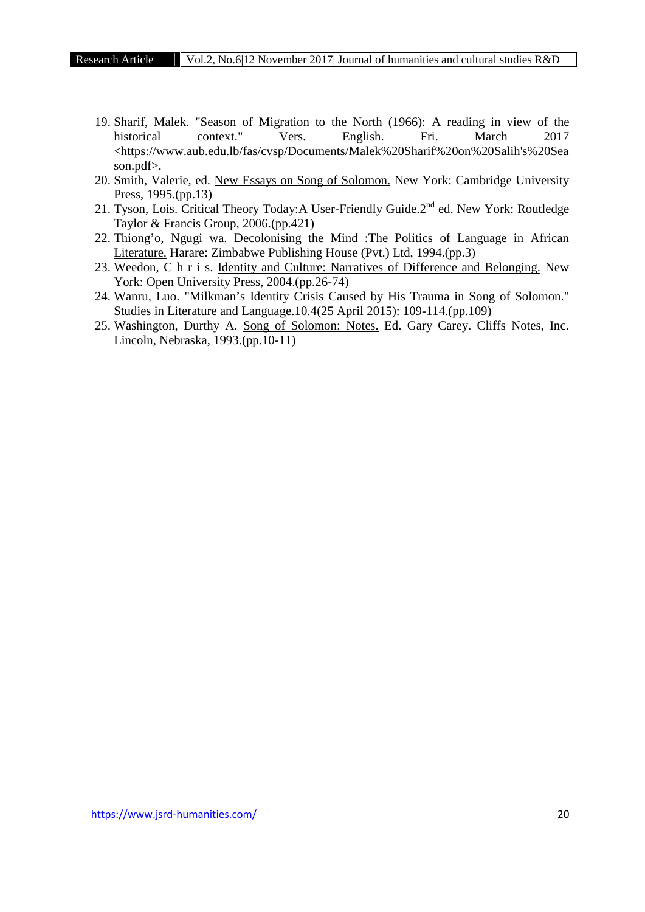19. Sharif, Malek. "Season of Migration to the North (1966): A reading in view of the historical context." Vers. English. Fri. March 2017 <https://www.aub.edu.lb/fas/cvsp/Documents/Malek%20Sharif%20on%20Salih's%20Season.pdf>.
20. Smith, Valerie, ed. New Essays on Song of Solomon. New York: Cambridge University Press, 1995.(pp.13)
21. Tyson, Lois. Critical Theory Today:A User-Friendly Guide.2nd ed. New York: Routledge Taylor & Francis Group, 2006.(pp.421)
22. Thiong'o, Ngugi wa. Decolonising the Mind :The Politics of Language in African Literature. Harare: Zimbabwe Publishing House (Pvt.) Ltd, 1994.(pp.3)
23. Weedon, C h r i s. Identity and Culture: Narratives of Difference and Belonging. New York: Open University Press, 2004.(pp.26-74)
24. Wanru, Luo. "Milkman's Identity Crisis Caused by His Trauma in Song of Solomon." Studies in Literature and Language.10.4(25 April 2015): 109-114.(pp.109)
25. Washington, Durthy A. Song of Solomon: Notes. Ed. Gary Carey. Cliffs Notes, Inc. Lincoln, Nebraska, 1993.(pp.10-11)